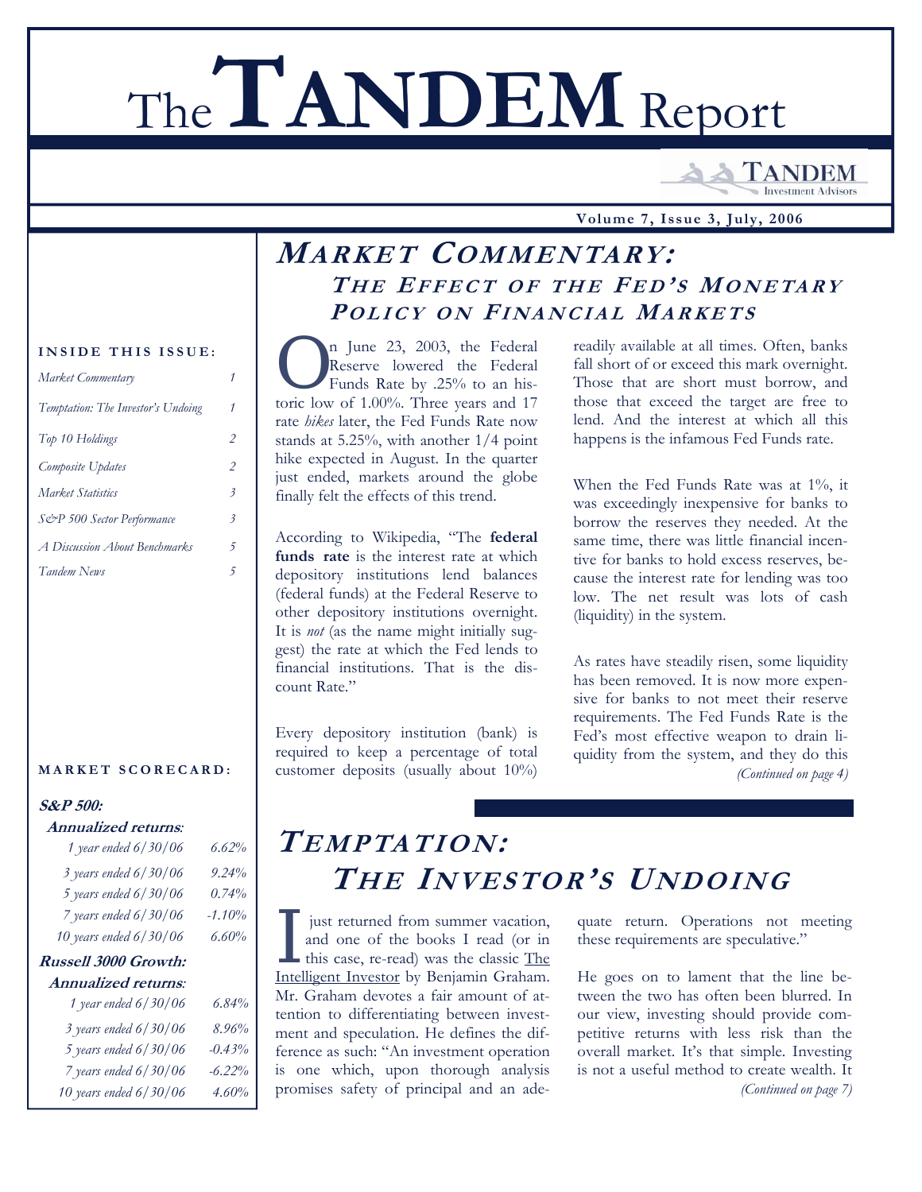# The TANDEM Report

TANDEM Investment Advisors

**Volume 7, Issue 3, July, 2006**

**INSIDE THIS ISSUE:**

| | |
|---|---|
| *Market Commentary* | 1 |
| *Temptation: The Investor's Undoing* | 1 |
| *Top 10 Holdings* | 2 |
| *Composite Updates* | 2 |
| *Market Statistics* | 3 |
| *S&P 500 Sector Performance* | 3 |
| *A Discussion About Benchmarks* | 5 |
| *Tandem News* | 5 |

**MARKET SCORECARD:**

| **S&P 500:** | |
|---|---|
| **Annualized returns:** | |
| *1 year ended 6/30/06* | *6.62%* |
| *3 years ended 6/30/06* | *9.24%* |
| *5 years ended 6/30/06* | *0.74%* |
| *7 years ended 6/30/06* | *-1.10%* |
| *10 years ended 6/30/06* | *6.60%* |
| **Russell 3000 Growth:** | |
| **Annualized returns:** | |
| *1 year ended 6/30/06* | *6.84%* |
| *3 years ended 6/30/06* | *8.96%* |
| *5 years ended 6/30/06* | *-0.43%* |
| *7 years ended 6/30/06* | *-6.22%* |
| *10 years ended 6/30/06* | *4.60%* |

## MARKET COMMENTARY: THE EFFECT OF THE FED'S MONETARY POLICY ON FINANCIAL MARKETS

On June 23, 2003, the Federal Reserve lowered the Federal Funds Rate by .25% to an historic low of 1.00%. Three years and 17 rate *hikes* later, the Fed Funds Rate now stands at 5.25%, with another 1/4 point hike expected in August. In the quarter just ended, markets around the globe finally felt the effects of this trend.

According to Wikipedia, "The **federal funds rate** is the interest rate at which depository institutions lend balances (federal funds) at the Federal Reserve to other depository institutions overnight. It is *not* (as the name might initially suggest) the rate at which the Fed lends to financial institutions. That is the discount Rate."

Every depository institution (bank) is required to keep a percentage of total customer deposits (usually about 10%) readily available at all times. Often, banks fall short of or exceed this mark overnight. Those that are short must borrow, and those that exceed the target are free to lend. And the interest at which all this happens is the infamous Fed Funds rate.

When the Fed Funds Rate was at 1%, it was exceedingly inexpensive for banks to borrow the reserves they needed. At the same time, there was little financial incentive for banks to hold excess reserves, because the interest rate for lending was too low. The net result was lots of cash (liquidity) in the system.

As rates have steadily risen, some liquidity has been removed. It is now more expensive for banks to not meet their reserve requirements. The Fed Funds Rate is the Fed's most effective weapon to drain liquidity from the system, and they do this

*(Continued on page 4)*

## TEMPTATION: THE INVESTOR'S UNDOING

I just returned from summer vacation, and one of the books I read (or in this case, re-read) was the classic The Intelligent Investor by Benjamin Graham. Mr. Graham devotes a fair amount of attention to differentiating between investment and speculation. He defines the difference as such: "An investment operation is one which, upon thorough analysis promises safety of principal and an adequate return. Operations not meeting these requirements are speculative."

He goes on to lament that the line between the two has often been blurred. In our view, investing should provide competitive returns with less risk than the overall market. It's that simple. Investing is not a useful method to create wealth. It

*(Continued on page 7)*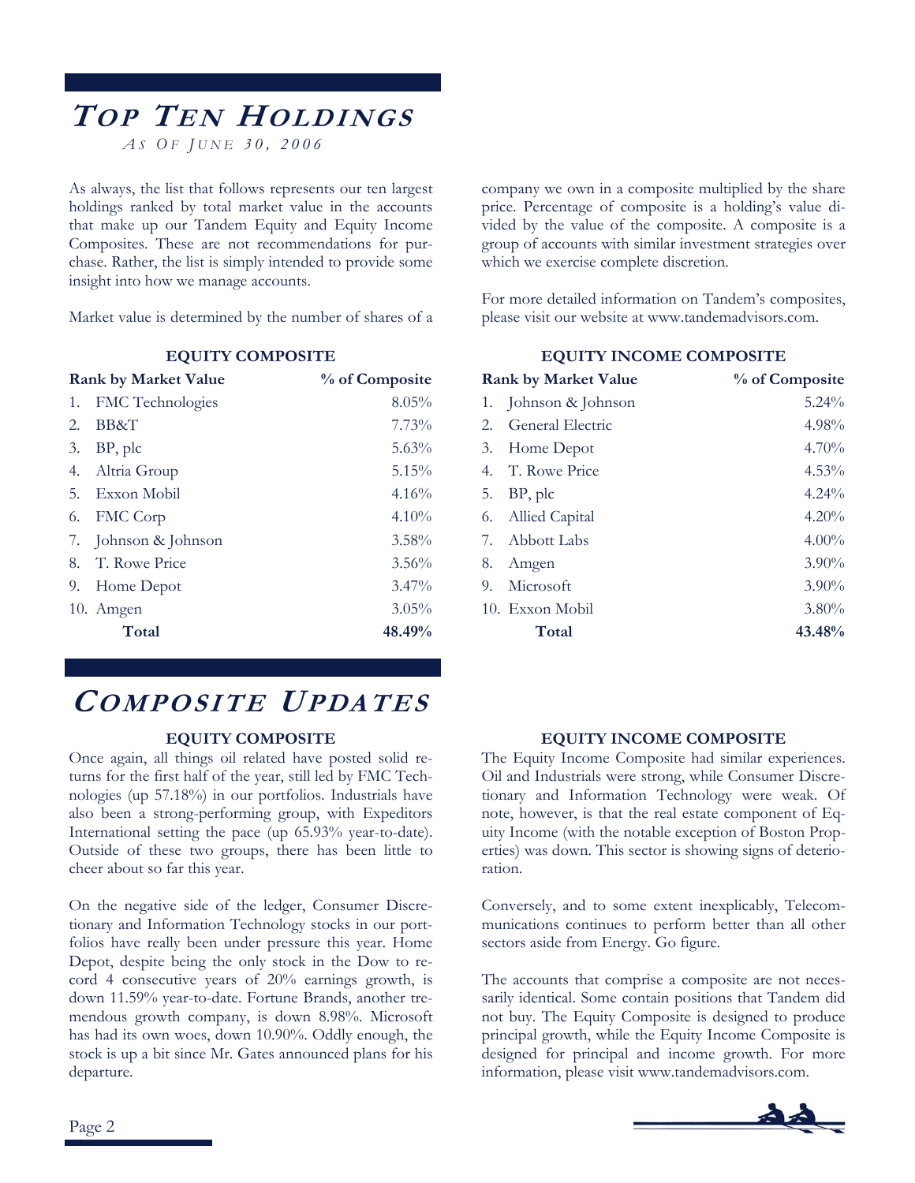# TOP TEN HOLDINGS

*AS OF JUNE 30, 2006*

As always, the list that follows represents our ten largest holdings ranked by total market value in the accounts that make up our Tandem Equity and Equity Income Composites. These are not recommendations for purchase. Rather, the list is simply intended to provide some insight into how we manage accounts.

Market value is determined by the number of shares of a company we own in a composite multiplied by the share price. Percentage of composite is a holding's value divided by the value of the composite. A composite is a group of accounts with similar investment strategies over which we exercise complete discretion.

For more detailed information on Tandem's composites, please visit our website at www.tandemadvisors.com.

### EQUITY COMPOSITE

| Rank by Market Value | % of Composite |
|---|---|
| 1. FMC Technologies | 8.05% |
| 2. BB&T | 7.73% |
| 3. BP, plc | 5.63% |
| 4. Altria Group | 5.15% |
| 5. Exxon Mobil | 4.16% |
| 6. FMC Corp | 4.10% |
| 7. Johnson & Johnson | 3.58% |
| 8. T. Rowe Price | 3.56% |
| 9. Home Depot | 3.47% |
| 10. Amgen | 3.05% |
| **Total** | **48.49%** |

### EQUITY INCOME COMPOSITE

| Rank by Market Value | % of Composite |
|---|---|
| 1. Johnson & Johnson | 5.24% |
| 2. General Electric | 4.98% |
| 3. Home Depot | 4.70% |
| 4. T. Rowe Price | 4.53% |
| 5. BP, plc | 4.24% |
| 6. Allied Capital | 4.20% |
| 7. Abbott Labs | 4.00% |
| 8. Amgen | 3.90% |
| 9. Microsoft | 3.90% |
| 10. Exxon Mobil | 3.80% |
| **Total** | **43.48%** |

# COMPOSITE UPDATES

### EQUITY COMPOSITE

Once again, all things oil related have posted solid returns for the first half of the year, still led by FMC Technologies (up 57.18%) in our portfolios. Industrials have also been a strong-performing group, with Expeditors International setting the pace (up 65.93% year-to-date). Outside of these two groups, there has been little to cheer about so far this year.

On the negative side of the ledger, Consumer Discretionary and Information Technology stocks in our portfolios have really been under pressure this year. Home Depot, despite being the only stock in the Dow to record 4 consecutive years of 20% earnings growth, is down 11.59% year-to-date. Fortune Brands, another tremendous growth company, is down 8.98%. Microsoft has had its own woes, down 10.90%. Oddly enough, the stock is up a bit since Mr. Gates announced plans for his departure.

### EQUITY INCOME COMPOSITE

The Equity Income Composite had similar experiences. Oil and Industrials were strong, while Consumer Discretionary and Information Technology were weak. Of note, however, is that the real estate component of Equity Income (with the notable exception of Boston Properties) was down. This sector is showing signs of deterioration.

Conversely, and to some extent inexplicably, Telecommunications continues to perform better than all other sectors aside from Energy. Go figure.

The accounts that comprise a composite are not necessarily identical. Some contain positions that Tandem did not buy. The Equity Composite is designed to produce principal growth, while the Equity Income Composite is designed for principal and income growth. For more information, please visit www.tandemadvisors.com.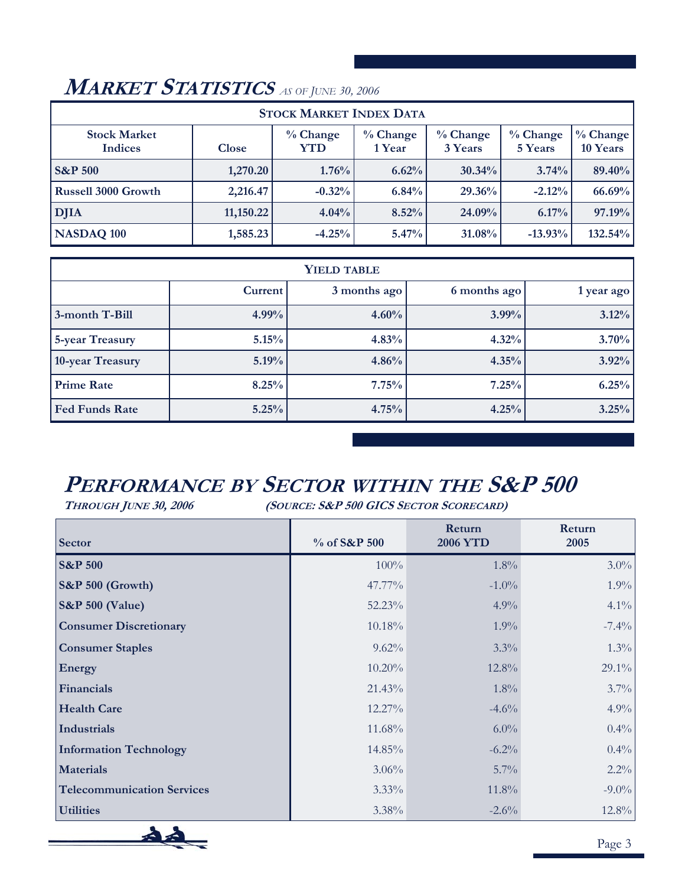## MARKET STATISTICS *AS OF JUNE 30, 2006*

| STOCK MARKET INDEX DATA | | | | | | |
|---|---|---|---|---|---|---|
| **Stock Market Indices** | **Close** | **% Change YTD** | **% Change 1 Year** | **% Change 3 Years** | **% Change 5 Years** | **% Change 10 Years** |
| **S&P 500** | **1,270.20** | **1.76%** | **6.62%** | **30.34%** | **3.74%** | **89.40%** |
| **Russell 3000 Growth** | **2,216.47** | **-0.32%** | **6.84%** | **29.36%** | **-2.12%** | **66.69%** |
| **DJIA** | **11,150.22** | **4.04%** | **8.52%** | **24.09%** | **6.17%** | **97.19%** |
| **NASDAQ 100** | **1,585.23** | **-4.25%** | **5.47%** | **31.08%** | **-13.93%** | **132.54%** |

| YIELD TABLE | | | | |
|---|---|---|---|---|
| | **Current** | 3 months ago | 6 months ago | 1 year ago |
| **3-month T-Bill** | **4.99%** | **4.60%** | **3.99%** | **3.12%** |
| **5-year Treasury** | **5.15%** | **4.83%** | **4.32%** | **3.70%** |
| **10-year Treasury** | **5.19%** | **4.86%** | **4.35%** | **3.92%** |
| **Prime Rate** | **8.25%** | **7.75%** | **7.25%** | **6.25%** |
| **Fed Funds Rate** | **5.25%** | **4.75%** | **4.25%** | **3.25%** |

## PERFORMANCE BY SECTOR WITHIN THE S&P 500

***THROUGH JUNE 30, 2006*** ***(SOURCE: S&P 500 GICS SECTOR SCORECARD)***

| Sector | % of S&P 500 | Return 2006 YTD | Return 2005 |
|---|---|---|---|
| **S&P 500** | 100% | 1.8% | 3.0% |
| **S&P 500 (Growth)** | 47.77% | -1.0% | 1.9% |
| **S&P 500 (Value)** | 52.23% | 4.9% | 4.1% |
| **Consumer Discretionary** | 10.18% | 1.9% | -7.4% |
| **Consumer Staples** | 9.62% | 3.3% | 1.3% |
| **Energy** | 10.20% | 12.8% | 29.1% |
| **Financials** | 21.43% | 1.8% | 3.7% |
| **Health Care** | 12.27% | -4.6% | 4.9% |
| **Industrials** | 11.68% | 6.0% | 0.4% |
| **Information Technology** | 14.85% | -6.2% | 0.4% |
| **Materials** | 3.06% | 5.7% | 2.2% |
| **Telecommunication Services** | 3.33% | 11.8% | -9.0% |
| **Utilities** | 3.38% | -2.6% | 12.8% |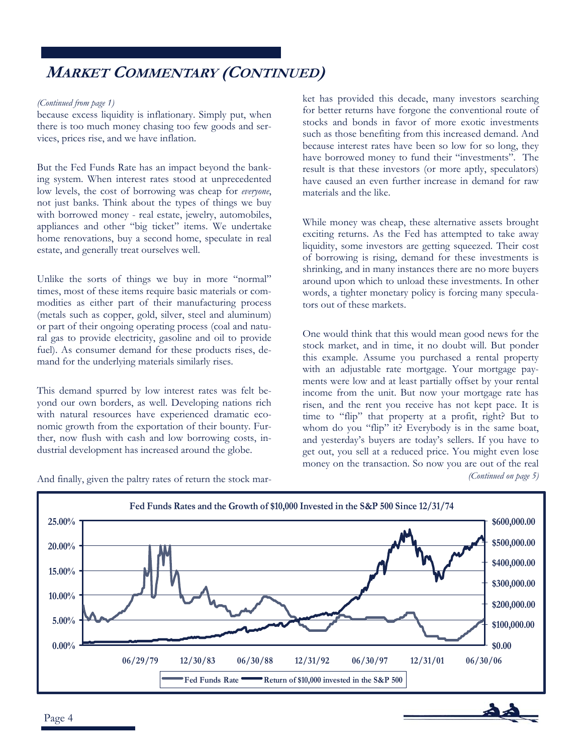# Market Commentary (Continued)

*(Continued from page 1)*

because excess liquidity is inflationary. Simply put, when there is too much money chasing too few goods and services, prices rise, and we have inflation.

But the Fed Funds Rate has an impact beyond the banking system. When interest rates stood at unprecedented low levels, the cost of borrowing was cheap for *everyone*, not just banks. Think about the types of things we buy with borrowed money - real estate, jewelry, automobiles, appliances and other "big ticket" items. We undertake home renovations, buy a second home, speculate in real estate, and generally treat ourselves well.

Unlike the sorts of things we buy in more "normal" times, most of these items require basic materials or commodities as either part of their manufacturing process (metals such as copper, gold, silver, steel and aluminum) or part of their ongoing operating process (coal and natural gas to provide electricity, gasoline and oil to provide fuel). As consumer demand for these products rises, demand for the underlying materials similarly rises.

This demand spurred by low interest rates was felt beyond our own borders, as well. Developing nations rich with natural resources have experienced dramatic economic growth from the exportation of their bounty. Further, now flush with cash and low borrowing costs, industrial development has increased around the globe.

And finally, given the paltry rates of return the stock market has provided this decade, many investors searching for better returns have forgone the conventional route of stocks and bonds in favor of more exotic investments such as those benefiting from this increased demand. And because interest rates have been so low for so long, they have borrowed money to fund their "investments". The result is that these investors (or more aptly, speculators) have caused an even further increase in demand for raw materials and the like.

While money was cheap, these alternative assets brought exciting returns. As the Fed has attempted to take away liquidity, some investors are getting squeezed. Their cost of borrowing is rising, demand for these investments is shrinking, and in many instances there are no more buyers around upon which to unload these investments. In other words, a tighter monetary policy is forcing many speculators out of these markets.

One would think that this would mean good news for the stock market, and in time, it no doubt will. But ponder this example. Assume you purchased a rental property with an adjustable rate mortgage. Your mortgage payments were low and at least partially offset by your rental income from the unit. But now your mortgage rate has risen, and the rent you receive has not kept pace. It is time to "flip" that property at a profit, right? But to whom do you "flip" it? Everybody is in the same boat, and yesterday's buyers are today's sellers. If you have to get out, you sell at a reduced price. You might even lose money on the transaction. So now you are out of the real

*(Continued on page 5)*

**Fed Funds Rates and the Growth of $10,000 Invested in the S&P 500 Since 12/31/74**

Legend: Fed Funds Rate; Return of $10,000 invested in the S&P 500

Left axis: 0.00%, 5.00%, 10.00%, 15.00%, 20.00%, 25.00%
Right axis: $0.00, $100,000.00, $200,000.00, $300,000.00, $400,000.00, $500,000.00, $600,000.00
X-axis: 06/29/79, 12/30/83, 06/30/88, 12/31/92, 06/30/97, 12/31/01, 06/30/06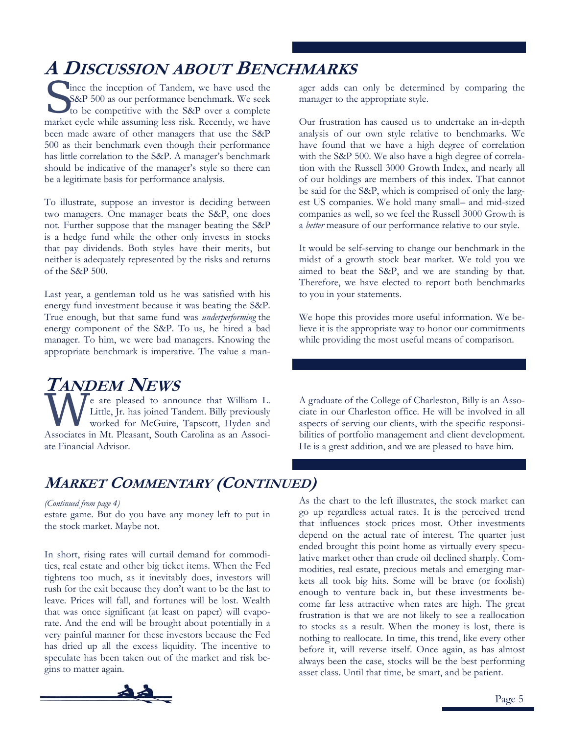## A Discussion about Benchmarks

Since the inception of Tandem, we have used the S&P 500 as our performance benchmark. We seek to be competitive with the S&P over a complete market cycle while assuming less risk. Recently, we have been made aware of other managers that use the S&P 500 as their benchmark even though their performance has little correlation to the S&P. A manager's benchmark should be indicative of the manager's style so there can be a legitimate basis for performance analysis.

To illustrate, suppose an investor is deciding between two managers. One manager beats the S&P, one does not. Further suppose that the manager beating the S&P is a hedge fund while the other only invests in stocks that pay dividends. Both styles have their merits, but neither is adequately represented by the risks and returns of the S&P 500.

Last year, a gentleman told us he was satisfied with his energy fund investment because it was beating the S&P. True enough, but that same fund was *underperforming* the energy component of the S&P. To us, he hired a bad manager. To him, we were bad managers. Knowing the appropriate benchmark is imperative. The value a manager adds can only be determined by comparing the manager to the appropriate style.

Our frustration has caused us to undertake an in-depth analysis of our own style relative to benchmarks. We have found that we have a high degree of correlation with the S&P 500. We also have a high degree of correlation with the Russell 3000 Growth Index, and nearly all of our holdings are members of this index. That cannot be said for the S&P, which is comprised of only the largest US companies. We hold many small– and mid-sized companies as well, so we feel the Russell 3000 Growth is a *better* measure of our performance relative to our style.

It would be self-serving to change our benchmark in the midst of a growth stock bear market. We told you we aimed to beat the S&P, and we are standing by that. Therefore, we have elected to report both benchmarks to you in your statements.

We hope this provides more useful information. We believe it is the appropriate way to honor our commitments while providing the most useful means of comparison.

## Tandem News

We are pleased to announce that William L. Little, Jr. has joined Tandem. Billy previously worked for McGuire, Tapscott, Hyden and Associates in Mt. Pleasant, South Carolina as an Associate Financial Advisor.

A graduate of the College of Charleston, Billy is an Associate in our Charleston office. He will be involved in all aspects of serving our clients, with the specific responsibilities of portfolio management and client development. He is a great addition, and we are pleased to have him.

## Market Commentary (Continued)

*(Continued from page 4)*

estate game. But do you have any money left to put in the stock market. Maybe not.

In short, rising rates will curtail demand for commodities, real estate and other big ticket items. When the Fed tightens too much, as it inevitably does, investors will rush for the exit because they don't want to be the last to leave. Prices will fall, and fortunes will be lost. Wealth that was once significant (at least on paper) will evaporate. And the end will be brought about potentially in a very painful manner for these investors because the Fed has dried up all the excess liquidity. The incentive to speculate has been taken out of the market and risk begins to matter again.

As the chart to the left illustrates, the stock market can go up regardless actual rates. It is the perceived trend that influences stock prices most. Other investments depend on the actual rate of interest. The quarter just ended brought this point home as virtually every speculative market other than crude oil declined sharply. Commodities, real estate, precious metals and emerging markets all took big hits. Some will be brave (or foolish) enough to venture back in, but these investments become far less attractive when rates are high. The great frustration is that we are not likely to see a reallocation to stocks as a result. When the money is lost, there is nothing to reallocate. In time, this trend, like every other before it, will reverse itself. Once again, as has almost always been the case, stocks will be the best performing asset class. Until that time, be smart, and be patient.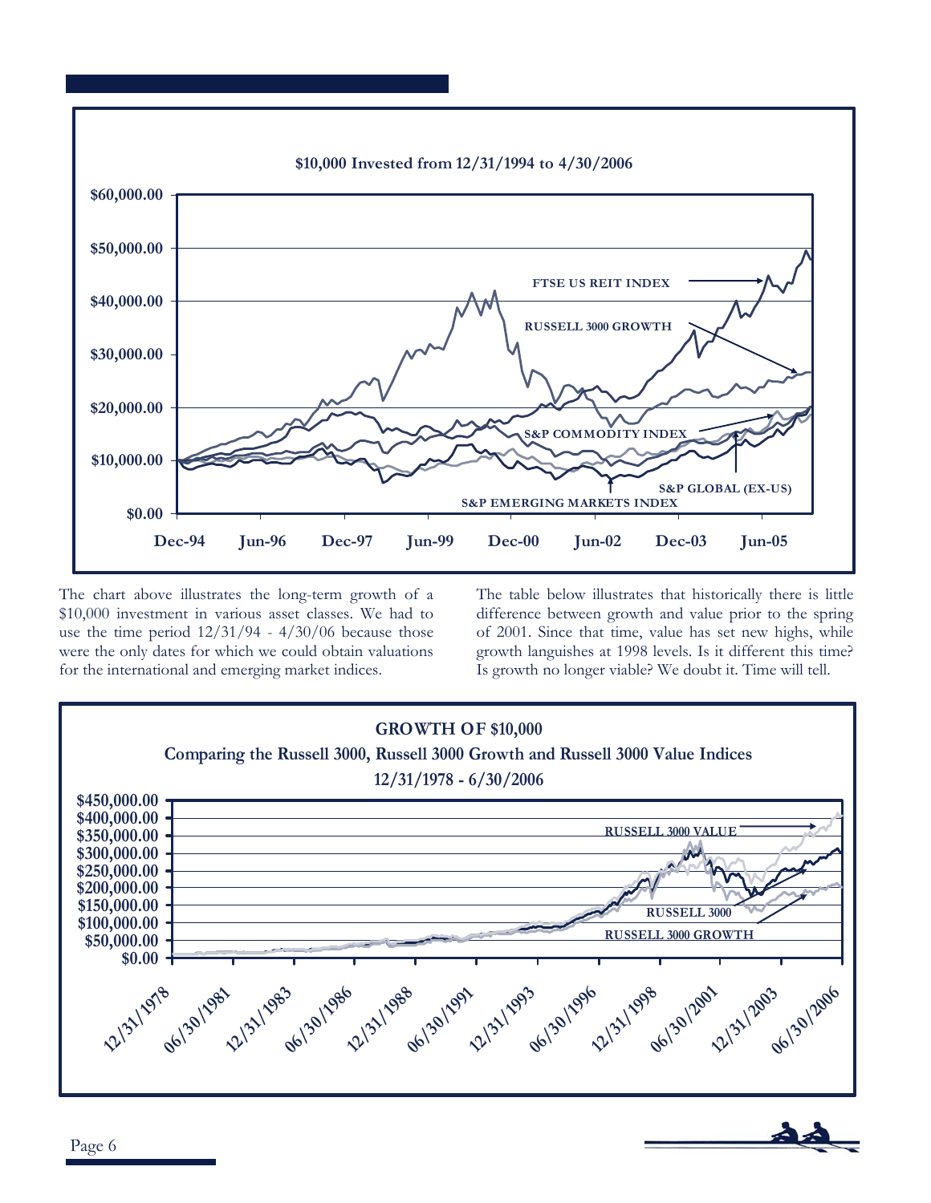**$10,000 Invested from 12/31/1994 to 4/30/2006**

The chart above illustrates the long-term growth of a $10,000 investment in various asset classes. We had to use the time period 12/31/94 - 4/30/06 because those were the only dates for which we could obtain valuations for the international and emerging market indices.

The table below illustrates that historically there is little difference between growth and value prior to the spring of 2001. Since that time, value has set new highs, while growth languishes at 1998 levels. Is it different this time? Is growth no longer viable? We doubt it. Time will tell.

**GROWTH OF $10,000**
**Comparing the Russell 3000, Russell 3000 Growth and Russell 3000 Value Indices**
**12/31/1978 - 6/30/2006**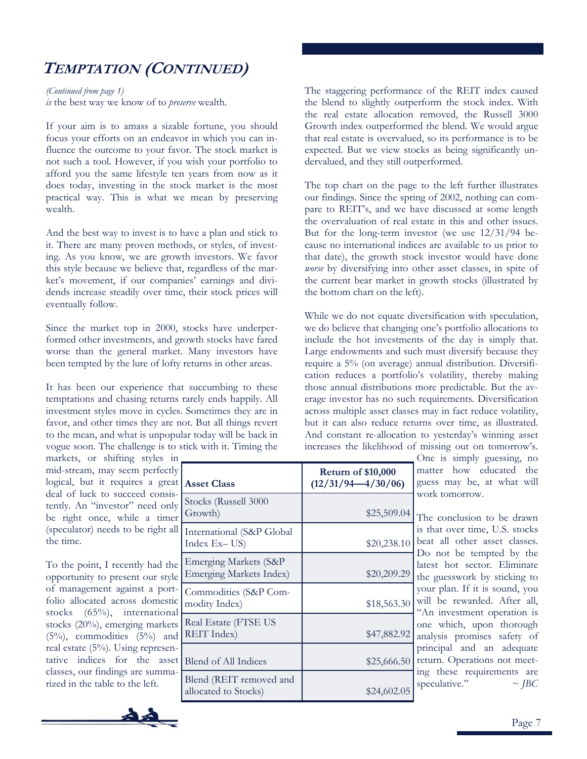# TEMPTATION (CONTINUED)

*(Continued from page 1)*
*is* the best way we know of to *preserve* wealth.

If your aim is to amass a sizable fortune, you should focus your efforts on an endeavor in which you can influence the outcome to your favor. The stock market is not such a tool. However, if you wish your portfolio to afford you the same lifestyle ten years from now as it does today, investing in the stock market is the most practical way. This is what we mean by preserving wealth.

And the best way to invest is to have a plan and stick to it. There are many proven methods, or styles, of investing. As you know, we are growth investors. We favor this style because we believe that, regardless of the market's movement, if our companies' earnings and dividends increase steadily over time, their stock prices will eventually follow.

Since the market top in 2000, stocks have underperformed other investments, and growth stocks have fared worse than the general market. Many investors have been tempted by the lure of lofty returns in other areas.

It has been our experience that succumbing to these temptations and chasing returns rarely ends happily. All investment styles move in cycles. Sometimes they are in favor, and other times they are not. But all things revert to the mean, and what is unpopular today will be back in vogue soon. The challenge is to stick with it. Timing the markets, or shifting styles in mid-stream, may seem perfectly logical, but it requires a great deal of luck to succeed consistently. An "investor" need only be right once, while a timer (speculator) needs to be right all the time.

To the point, I recently had the opportunity to present our style of management against a portfolio allocated across domestic stocks (65%), international stocks (20%), emerging markets (5%), commodities (5%) and real estate (5%). Using representative indices for the asset classes, our findings are summarized in the table to the left.

| Asset Class | Return of $10,000 (12/31/94—4/30/06) |
|---|---|
| Stocks (Russell 3000 Growth) | $25,509.04 |
| International (S&P Global Index Ex– US) | $20,238.10 |
| Emerging Markets (S&P Emerging Markets Index) | $20,209.29 |
| Commodities (S&P Commodity Index) | $18,563.30 |
| Real Estate (FTSE US REIT Index) | $47,882.92 |
| Blend of All Indices | $25,666.50 |
| Blend (REIT removed and allocated to Stocks) | $24,602.05 |

The staggering performance of the REIT index caused the blend to slightly outperform the stock index. With the real estate allocation removed, the Russell 3000 Growth index outperformed the blend. We would argue that real estate is overvalued, so its performance is to be expected. But we view stocks as being significantly undervalued, and they still outperformed.

The top chart on the page to the left further illustrates our findings. Since the spring of 2002, nothing can compare to REIT's, and we have discussed at some length the overvaluation of real estate in this and other issues. But for the long-term investor (we use 12/31/94 because no international indices are available to us prior to that date), the growth stock investor would have done *worse* by diversifying into other asset classes, in spite of the current bear market in growth stocks (illustrated by the bottom chart on the left).

While we do not equate diversification with speculation, we do believe that changing one's portfolio allocations to include the hot investments of the day is simply that. Large endowments and such must diversify because they require a 5% (on average) annual distribution. Diversification reduces a portfolio's volatility, thereby making those annual distributions more predictable. But the average investor has no such requirements. Diversification across multiple asset classes may in fact reduce volatility, but it can also reduce returns over time, as illustrated. And constant re-allocation to yesterday's winning asset increases the likelihood of missing out on tomorrow's. One is simply guessing, no matter how educated the guess may be, at what will work tomorrow.

The conclusion to be drawn is that over time, U.S. stocks beat all other asset classes. Do not be tempted by the latest hot sector. Eliminate the guesswork by sticking to your plan. If it is sound, you will be rewarded. After all, "An investment operation is one which, upon thorough analysis promises safety of principal and an adequate return. Operations not meeting these requirements are speculative." *~ JBC*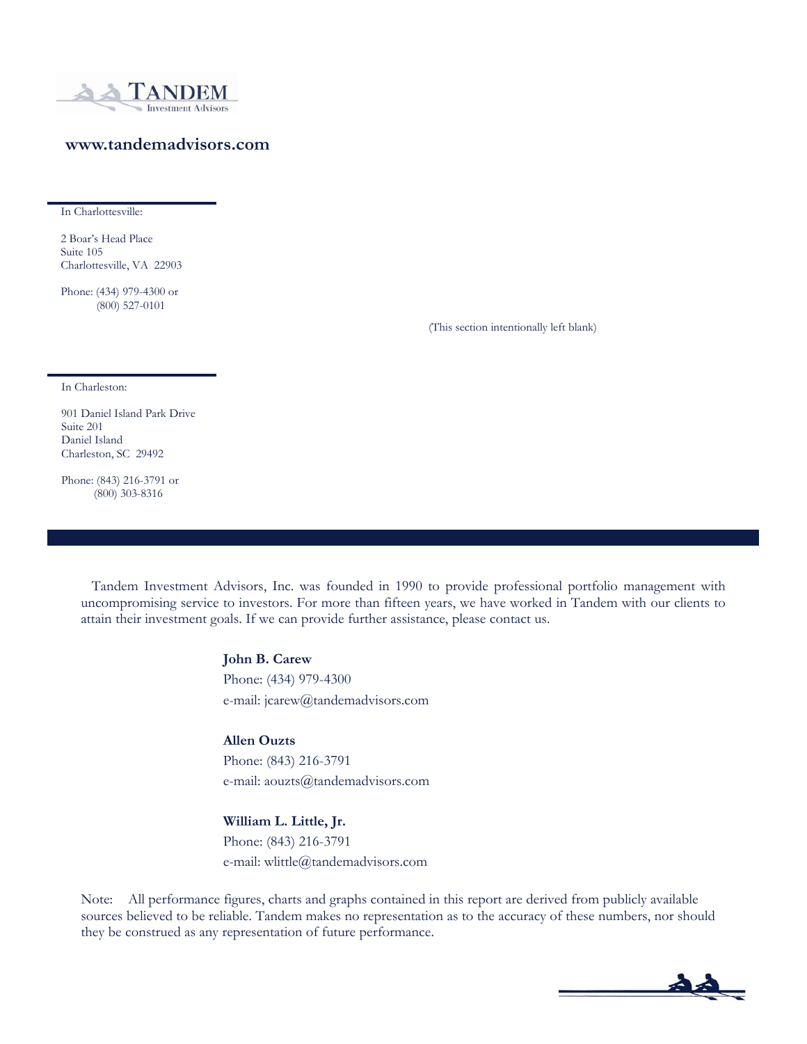TANDEM
Investment Advisors

**www.tandemadvisors.com**

In Charlottesville:

2 Boar's Head Place
Suite 105
Charlottesville, VA 22903

Phone: (434) 979-4300 or
(800) 527-0101

(This section intentionally left blank)

In Charleston:

901 Daniel Island Park Drive
Suite 201
Daniel Island
Charleston, SC 29492

Phone: (843) 216-3791 or
(800) 303-8316

Tandem Investment Advisors, Inc. was founded in 1990 to provide professional portfolio management with uncompromising service to investors. For more than fifteen years, we have worked in Tandem with our clients to attain their investment goals. If we can provide further assistance, please contact us.

**John B. Carew**
Phone: (434) 979-4300
e-mail: jcarew@tandemadvisors.com

**Allen Ouzts**
Phone: (843) 216-3791
e-mail: aouzts@tandemadvisors.com

**William L. Little, Jr.**
Phone: (843) 216-3791
e-mail: wlittle@tandemadvisors.com

Note: All performance figures, charts and graphs contained in this report are derived from publicly available sources believed to be reliable. Tandem makes no representation as to the accuracy of these numbers, nor should they be construed as any representation of future performance.